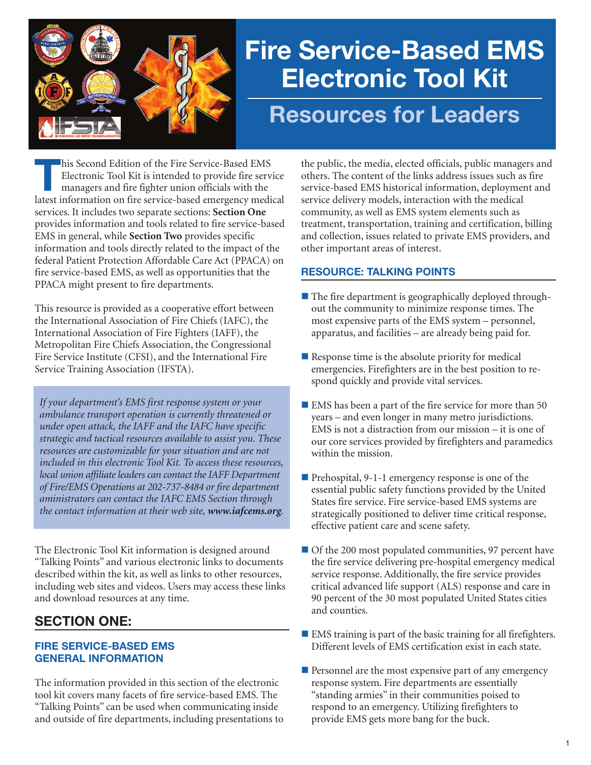# Fire Service-Based EMS Electronic Tool Kit

## Resources for Leaders

This Second Edition of the Fire Service-Based EMS Electronic Tool Kit is intended to provide fire service managers and fire fighter union officials with the latest information on fire service-based emergency medical services. It includes two separate sections: **Section One** provides information and tools related to fire service-based EMS in general, while **Section Two** provides specific information and tools directly related to the impact of the federal Patient Protection Affordable Care Act (PPACA) on fire service-based EMS, as well as opportunities that the PPACA might present to fire departments.

This resource is provided as a cooperative effort between the International Association of Fire Chiefs (IAFC), the International Association of Fire Fighters (IAFF), the Metropolitan Fire Chiefs Association, the Congressional Fire Service Institute (CFSI), and the International Fire Service Training Association (IFSTA).

*If your department's EMS first response system or your ambulance transport operation is currently threatened or under open attack, the IAFF and the IAFC have specific strategic and tactical resources available to assist you. These resources are customizable for your situation and are not included in this electronic Tool Kit. To access these resources, local union affiliate leaders can contact the IAFF Department of Fire/EMS Operations at 202-737-8484 or fire department aministrators can contact the IAFC EMS Section through the contact information at their web site,* ***www.iafcems.org****.*

The Electronic Tool Kit information is designed around "Talking Points" and various electronic links to documents described within the kit, as well as links to other resources, including web sites and videos. Users may access these links and download resources at any time.

## SECTION ONE:

### FIRE SERVICE-BASED EMS GENERAL INFORMATION

The information provided in this section of the electronic tool kit covers many facets of fire service-based EMS. The "Talking Points" can be used when communicating inside and outside of fire departments, including presentations to the public, the media, elected officials, public managers and others. The content of the links address issues such as fire service-based EMS historical information, deployment and service delivery models, interaction with the medical community, as well as EMS system elements such as treatment, transportation, training and certification, billing and collection, issues related to private EMS providers, and other important areas of interest.

### RESOURCE: TALKING POINTS

- The fire department is geographically deployed throughout the community to minimize response times. The most expensive parts of the EMS system – personnel, apparatus, and facilities – are already being paid for.
- Response time is the absolute priority for medical emergencies. Firefighters are in the best position to respond quickly and provide vital services.
- EMS has been a part of the fire service for more than 50 years – and even longer in many metro jurisdictions. EMS is not a distraction from our mission – it is one of our core services provided by firefighters and paramedics within the mission.
- Prehospital, 9-1-1 emergency response is one of the essential public safety functions provided by the United States fire service. Fire service-based EMS systems are strategically positioned to deliver time critical response, effective patient care and scene safety.
- Of the 200 most populated communities, 97 percent have the fire service delivering pre-hospital emergency medical service response. Additionally, the fire service provides critical advanced life support (ALS) response and care in 90 percent of the 30 most populated United States cities and counties.
- EMS training is part of the basic training for all firefighters. Different levels of EMS certification exist in each state.
- Personnel are the most expensive part of any emergency response system. Fire departments are essentially "standing armies" in their communities poised to respond to an emergency. Utilizing firefighters to provide EMS gets more bang for the buck.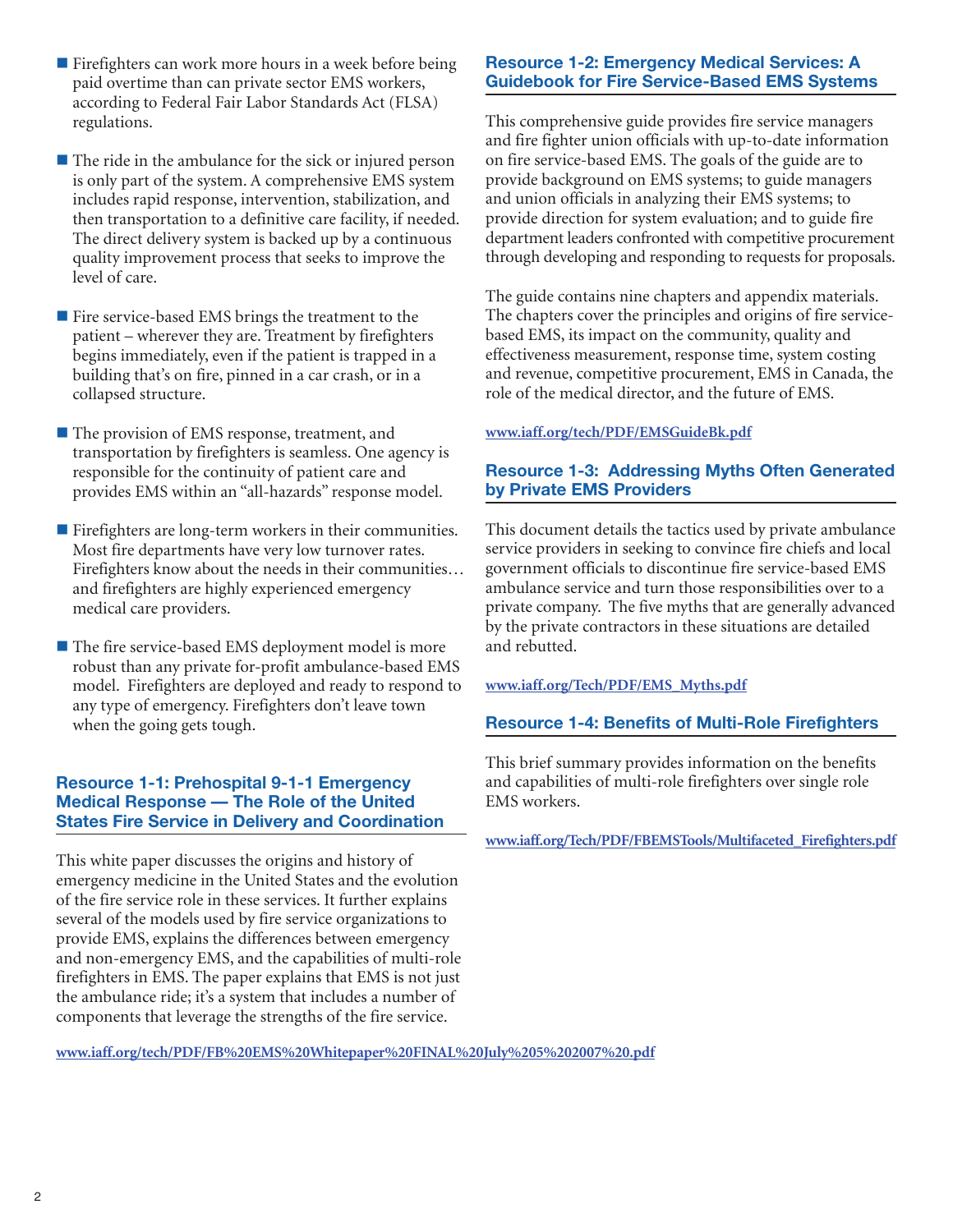- Firefighters can work more hours in a week before being paid overtime than can private sector EMS workers, according to Federal Fair Labor Standards Act (FLSA) regulations.

- The ride in the ambulance for the sick or injured person is only part of the system. A comprehensive EMS system includes rapid response, intervention, stabilization, and then transportation to a definitive care facility, if needed. The direct delivery system is backed up by a continuous quality improvement process that seeks to improve the level of care.

- Fire service-based EMS brings the treatment to the patient – wherever they are. Treatment by firefighters begins immediately, even if the patient is trapped in a building that's on fire, pinned in a car crash, or in a collapsed structure.

- The provision of EMS response, treatment, and transportation by firefighters is seamless. One agency is responsible for the continuity of patient care and provides EMS within an "all-hazards" response model.

- Firefighters are long-term workers in their communities. Most fire departments have very low turnover rates. Firefighters know about the needs in their communities… and firefighters are highly experienced emergency medical care providers.

- The fire service-based EMS deployment model is more robust than any private for-profit ambulance-based EMS model. Firefighters are deployed and ready to respond to any type of emergency. Firefighters don't leave town when the going gets tough.

## Resource 1-1: Prehospital 9-1-1 Emergency Medical Response — The Role of the United States Fire Service in Delivery and Coordination

This white paper discusses the origins and history of emergency medicine in the United States and the evolution of the fire service role in these services. It further explains several of the models used by fire service organizations to provide EMS, explains the differences between emergency and non-emergency EMS, and the capabilities of multi-role firefighters in EMS. The paper explains that EMS is not just the ambulance ride; it's a system that includes a number of components that leverage the strengths of the fire service.

www.iaff.org/tech/PDF/FB%20EMS%20Whitepaper%20FINAL%20July%205%202007%20.pdf

## Resource 1-2: Emergency Medical Services: A Guidebook for Fire Service-Based EMS Systems

This comprehensive guide provides fire service managers and fire fighter union officials with up-to-date information on fire service-based EMS. The goals of the guide are to provide background on EMS systems; to guide managers and union officials in analyzing their EMS systems; to provide direction for system evaluation; and to guide fire department leaders confronted with competitive procurement through developing and responding to requests for proposals.

The guide contains nine chapters and appendix materials. The chapters cover the principles and origins of fire service-based EMS, its impact on the community, quality and effectiveness measurement, response time, system costing and revenue, competitive procurement, EMS in Canada, the role of the medical director, and the future of EMS.

www.iaff.org/tech/PDF/EMSGuideBk.pdf

## Resource 1-3: Addressing Myths Often Generated by Private EMS Providers

This document details the tactics used by private ambulance service providers in seeking to convince fire chiefs and local government officials to discontinue fire service-based EMS ambulance service and turn those responsibilities over to a private company. The five myths that are generally advanced by the private contractors in these situations are detailed and rebutted.

www.iaff.org/Tech/PDF/EMS_Myths.pdf

## Resource 1-4: Benefits of Multi-Role Firefighters

This brief summary provides information on the benefits and capabilities of multi-role firefighters over single role EMS workers.

www.iaff.org/Tech/PDF/FBEMSTools/Multifaceted_Firefighters.pdf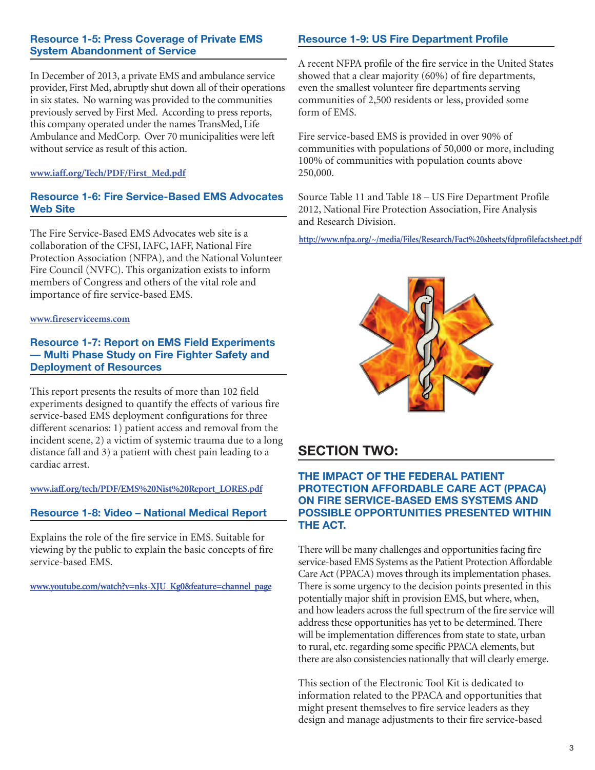### Resource 1-5: Press Coverage of Private EMS System Abandonment of Service

In December of 2013, a private EMS and ambulance service provider, First Med, abruptly shut down all of their operations in six states. No warning was provided to the communities previously served by First Med. According to press reports, this company operated under the names TransMed, Life Ambulance and MedCorp. Over 70 municipalities were left without service as result of this action.

www.iaff.org/Tech/PDF/First_Med.pdf

### Resource 1-6: Fire Service-Based EMS Advocates Web Site

The Fire Service-Based EMS Advocates web site is a collaboration of the CFSI, IAFC, IAFF, National Fire Protection Association (NFPA), and the National Volunteer Fire Council (NVFC). This organization exists to inform members of Congress and others of the vital role and importance of fire service-based EMS.

www.fireserviceems.com

### Resource 1-7: Report on EMS Field Experiments — Multi Phase Study on Fire Fighter Safety and Deployment of Resources

This report presents the results of more than 102 field experiments designed to quantify the effects of various fire service-based EMS deployment configurations for three different scenarios: 1) patient access and removal from the incident scene, 2) a victim of systemic trauma due to a long distance fall and 3) a patient with chest pain leading to a cardiac arrest.

www.iaff.org/tech/PDF/EMS%20Nist%20Report_LORES.pdf

### Resource 1-8: Video – National Medical Report

Explains the role of the fire service in EMS. Suitable for viewing by the public to explain the basic concepts of fire service-based EMS.

www.youtube.com/watch?v=nks-XJU_Kg0&feature=channel_page

### Resource 1-9: US Fire Department Profile

A recent NFPA profile of the fire service in the United States showed that a clear majority (60%) of fire departments, even the smallest volunteer fire departments serving communities of 2,500 residents or less, provided some form of EMS.

Fire service-based EMS is provided in over 90% of communities with populations of 50,000 or more, including 100% of communities with population counts above 250,000.

Source Table 11 and Table 18 – US Fire Department Profile 2012, National Fire Protection Association, Fire Analysis and Research Division.

http://www.nfpa.org/~/media/Files/Research/Fact%20sheets/fdprofilefactsheet.pdf

## SECTION TWO:

### THE IMPACT OF THE FEDERAL PATIENT PROTECTION AFFORDABLE CARE ACT (PPACA) ON FIRE SERVICE-BASED EMS SYSTEMS AND POSSIBLE OPPORTUNITIES PRESENTED WITHIN THE ACT.

There will be many challenges and opportunities facing fire service-based EMS Systems as the Patient Protection Affordable Care Act (PPACA) moves through its implementation phases. There is some urgency to the decision points presented in this potentially major shift in provision EMS, but where, when, and how leaders across the full spectrum of the fire service will address these opportunities has yet to be determined. There will be implementation differences from state to state, urban to rural, etc. regarding some specific PPACA elements, but there are also consistencies nationally that will clearly emerge.

This section of the Electronic Tool Kit is dedicated to information related to the PPACA and opportunities that might present themselves to fire service leaders as they design and manage adjustments to their fire service-based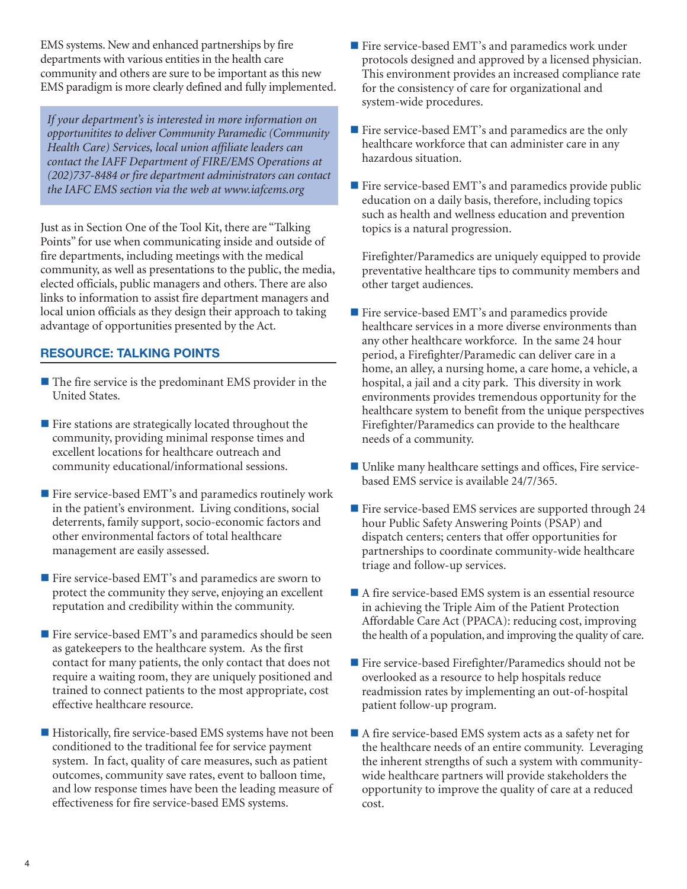EMS systems. New and enhanced partnerships by fire departments with various entities in the health care community and others are sure to be important as this new EMS paradigm is more clearly defined and fully implemented.

> *If your department's is interested in more information on opportunitites to deliver Community Paramedic (Community Health Care) Services, local union affiliate leaders can contact the IAFF Department of FIRE/EMS Operations at (202)737-8484 or fire department administrators can contact the IAFC EMS section via the web at www.iafcems.org*

Just as in Section One of the Tool Kit, there are "Talking Points" for use when communicating inside and outside of fire departments, including meetings with the medical community, as well as presentations to the public, the media, elected officials, public managers and others. There are also links to information to assist fire department managers and local union officials as they design their approach to taking advantage of opportunities presented by the Act.

## RESOURCE: TALKING POINTS

- The fire service is the predominant EMS provider in the United States.

- Fire stations are strategically located throughout the community, providing minimal response times and excellent locations for healthcare outreach and community educational/informational sessions.

- Fire service-based EMT's and paramedics routinely work in the patient's environment. Living conditions, social deterrents, family support, socio-economic factors and other environmental factors of total healthcare management are easily assessed.

- Fire service-based EMT's and paramedics are sworn to protect the community they serve, enjoying an excellent reputation and credibility within the community.

- Fire service-based EMT's and paramedics should be seen as gatekeepers to the healthcare system. As the first contact for many patients, the only contact that does not require a waiting room, they are uniquely positioned and trained to connect patients to the most appropriate, cost effective healthcare resource.

- Historically, fire service-based EMS systems have not been conditioned to the traditional fee for service payment system. In fact, quality of care measures, such as patient outcomes, community save rates, event to balloon time, and low response times have been the leading measure of effectiveness for fire service-based EMS systems.

- Fire service-based EMT's and paramedics work under protocols designed and approved by a licensed physician. This environment provides an increased compliance rate for the consistency of care for organizational and system-wide procedures.

- Fire service-based EMT's and paramedics are the only healthcare workforce that can administer care in any hazardous situation.

- Fire service-based EMT's and paramedics provide public education on a daily basis, therefore, including topics such as health and wellness education and prevention topics is a natural progression.

  Firefighter/Paramedics are uniquely equipped to provide preventative healthcare tips to community members and other target audiences.

- Fire service-based EMT's and paramedics provide healthcare services in a more diverse environments than any other healthcare workforce. In the same 24 hour period, a Firefighter/Paramedic can deliver care in a home, an alley, a nursing home, a care home, a vehicle, a hospital, a jail and a city park. This diversity in work environments provides tremendous opportunity for the healthcare system to benefit from the unique perspectives Firefighter/Paramedics can provide to the healthcare needs of a community.

- Unlike many healthcare settings and offices, Fire service-based EMS service is available 24/7/365.

- Fire service-based EMS services are supported through 24 hour Public Safety Answering Points (PSAP) and dispatch centers; centers that offer opportunities for partnerships to coordinate community-wide healthcare triage and follow-up services.

- A fire service-based EMS system is an essential resource in achieving the Triple Aim of the Patient Protection Affordable Care Act (PPACA): reducing cost, improving the health of a population, and improving the quality of care.

- Fire service-based Firefighter/Paramedics should not be overlooked as a resource to help hospitals reduce readmission rates by implementing an out-of-hospital patient follow-up program.

- A fire service-based EMS system acts as a safety net for the healthcare needs of an entire community. Leveraging the inherent strengths of such a system with community-wide healthcare partners will provide stakeholders the opportunity to improve the quality of care at a reduced cost.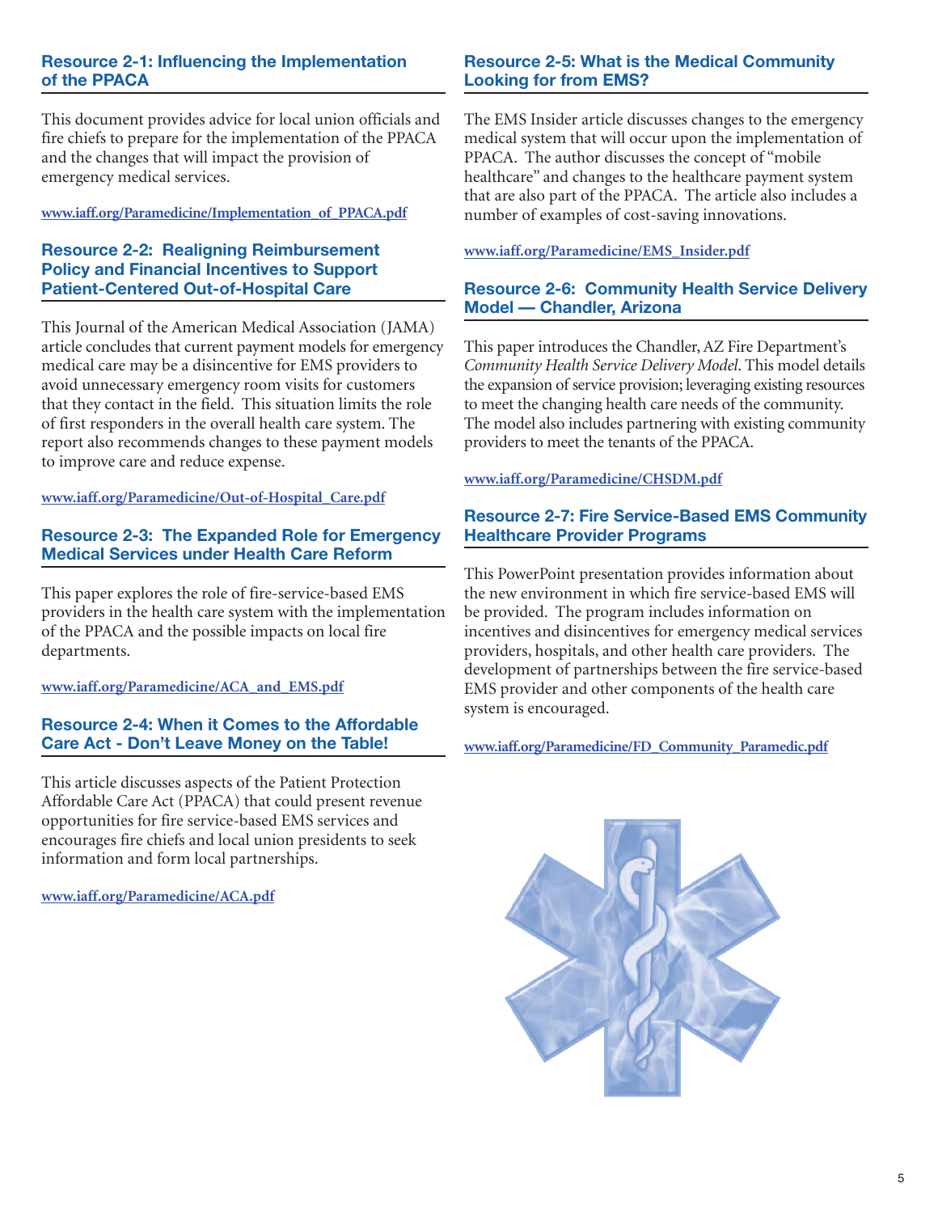### Resource 2-1: Influencing the Implementation of the PPACA

This document provides advice for local union officials and fire chiefs to prepare for the implementation of the PPACA and the changes that will impact the provision of emergency medical services.

www.iaff.org/Paramedicine/Implementation_of_PPACA.pdf

### Resource 2-2: Realigning Reimbursement Policy and Financial Incentives to Support Patient-Centered Out-of-Hospital Care

This Journal of the American Medical Association (JAMA) article concludes that current payment models for emergency medical care may be a disincentive for EMS providers to avoid unnecessary emergency room visits for customers that they contact in the field. This situation limits the role of first responders in the overall health care system. The report also recommends changes to these payment models to improve care and reduce expense.

www.iaff.org/Paramedicine/Out-of-Hospital_Care.pdf

### Resource 2-3: The Expanded Role for Emergency Medical Services under Health Care Reform

This paper explores the role of fire-service-based EMS providers in the health care system with the implementation of the PPACA and the possible impacts on local fire departments.

www.iaff.org/Paramedicine/ACA_and_EMS.pdf

### Resource 2-4: When it Comes to the Affordable Care Act - Don't Leave Money on the Table!

This article discusses aspects of the Patient Protection Affordable Care Act (PPACA) that could present revenue opportunities for fire service-based EMS services and encourages fire chiefs and local union presidents to seek information and form local partnerships.

www.iaff.org/Paramedicine/ACA.pdf

### Resource 2-5: What is the Medical Community Looking for from EMS?

The EMS Insider article discusses changes to the emergency medical system that will occur upon the implementation of PPACA. The author discusses the concept of "mobile healthcare" and changes to the healthcare payment system that are also part of the PPACA. The article also includes a number of examples of cost-saving innovations.

www.iaff.org/Paramedicine/EMS_Insider.pdf

### Resource 2-6: Community Health Service Delivery Model — Chandler, Arizona

This paper introduces the Chandler, AZ Fire Department's *Community Health Service Delivery Model*. This model details the expansion of service provision; leveraging existing resources to meet the changing health care needs of the community. The model also includes partnering with existing community providers to meet the tenants of the PPACA.

www.iaff.org/Paramedicine/CHSDM.pdf

### Resource 2-7: Fire Service-Based EMS Community Healthcare Provider Programs

This PowerPoint presentation provides information about the new environment in which fire service-based EMS will be provided. The program includes information on incentives and disincentives for emergency medical services providers, hospitals, and other health care providers. The development of partnerships between the fire service-based EMS provider and other components of the health care system is encouraged.

www.iaff.org/Paramedicine/FD_Community_Paramedic.pdf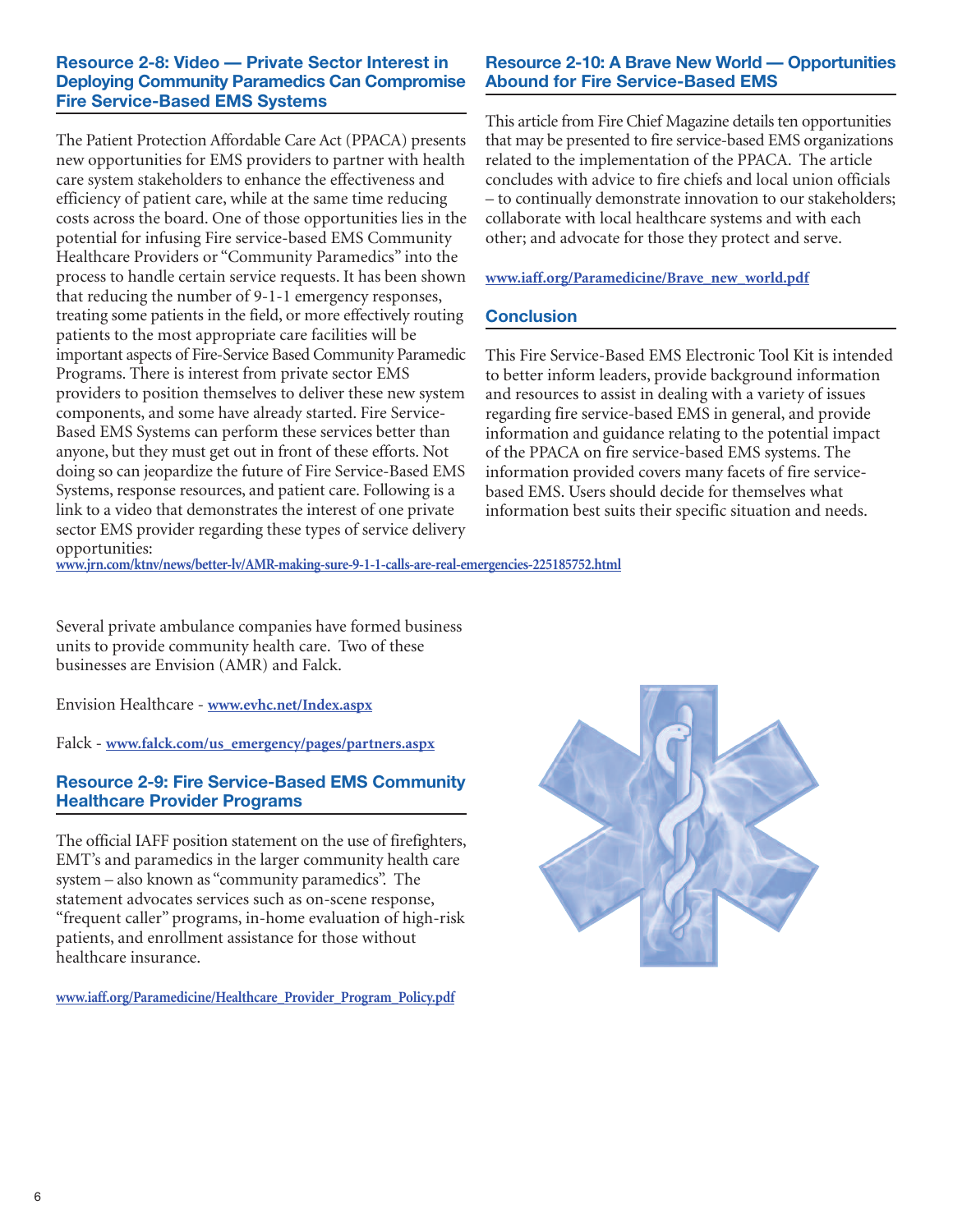### Resource 2-8: Video — Private Sector Interest in Deploying Community Paramedics Can Compromise Fire Service-Based EMS Systems

The Patient Protection Affordable Care Act (PPACA) presents new opportunities for EMS providers to partner with health care system stakeholders to enhance the effectiveness and efficiency of patient care, while at the same time reducing costs across the board. One of those opportunities lies in the potential for infusing Fire service-based EMS Community Healthcare Providers or "Community Paramedics" into the process to handle certain service requests. It has been shown that reducing the number of 9-1-1 emergency responses, treating some patients in the field, or more effectively routing patients to the most appropriate care facilities will be important aspects of Fire-Service Based Community Paramedic Programs. There is interest from private sector EMS providers to position themselves to deliver these new system components, and some have already started. Fire Service-Based EMS Systems can perform these services better than anyone, but they must get out in front of these efforts. Not doing so can jeopardize the future of Fire Service-Based EMS Systems, response resources, and patient care. Following is a link to a video that demonstrates the interest of one private sector EMS provider regarding these types of service delivery opportunities:
www.jrn.com/ktnv/news/better-lv/AMR-making-sure-9-1-1-calls-are-real-emergencies-225185752.html

Several private ambulance companies have formed business units to provide community health care. Two of these businesses are Envision (AMR) and Falck.

Envision Healthcare - **www.evhc.net/Index.aspx**

Falck - **www.falck.com/us_emergency/pages/partners.aspx**

### Resource 2-9: Fire Service-Based EMS Community Healthcare Provider Programs

The official IAFF position statement on the use of firefighters, EMT's and paramedics in the larger community health care system – also known as "community paramedics". The statement advocates services such as on-scene response, "frequent caller" programs, in-home evaluation of high-risk patients, and enrollment assistance for those without healthcare insurance.

**www.iaff.org/Paramedicine/Healthcare_Provider_Program_Policy.pdf**

### Resource 2-10: A Brave New World — Opportunities Abound for Fire Service-Based EMS

This article from Fire Chief Magazine details ten opportunities that may be presented to fire service-based EMS organizations related to the implementation of the PPACA. The article concludes with advice to fire chiefs and local union officials – to continually demonstrate innovation to our stakeholders; collaborate with local healthcare systems and with each other; and advocate for those they protect and serve.

**www.iaff.org/Paramedicine/Brave_new_world.pdf**

### Conclusion

This Fire Service-Based EMS Electronic Tool Kit is intended to better inform leaders, provide background information and resources to assist in dealing with a variety of issues regarding fire service-based EMS in general, and provide information and guidance relating to the potential impact of the PPACA on fire service-based EMS systems. The information provided covers many facets of fire service-based EMS. Users should decide for themselves what information best suits their specific situation and needs.